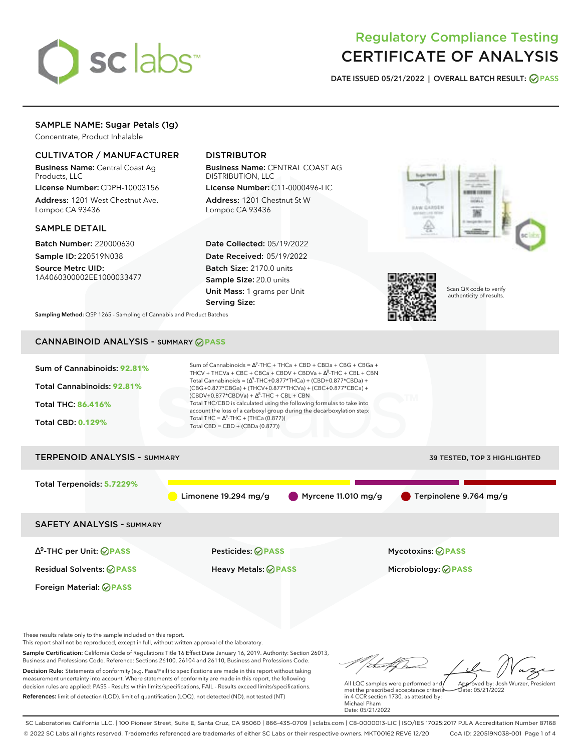# Regulatory Compliance Testing
# CERTIFICATE OF ANALYSIS

**DATE ISSUED 05/21/2022 | OVERALL BATCH RESULT: PASS**

## SAMPLE NAME: Sugar Petals (1g)

Concentrate, Product Inhalable

### CULTIVATOR / MANUFACTURER

**Business Name:** Central Coast Ag Products, LLC

**License Number:** CDPH-10003156

**Address:** 1201 West Chestnut Ave. Lompoc CA 93436

### DISTRIBUTOR

**Business Name:** CENTRAL COAST AG DISTRIBUTION, LLC

**License Number:** C11-0000496-LIC

**Address:** 1201 Chestnut St W Lompoc CA 93436

### SAMPLE DETAIL

**Batch Number:** 220000630

**Sample ID:** 220519N038

**Source Metrc UID:** 1A4060300002EE1000033477

**Date Collected:** 05/19/2022

**Date Received:** 05/19/2022

**Batch Size:** 2170.0 units

**Sample Size:** 20.0 units

**Unit Mass:** 1 grams per Unit

**Serving Size:**

Scan QR code to verify authenticity of results.

**Sampling Method:** QSP 1265 - Sampling of Cannabis and Product Batches

## CANNABINOID ANALYSIS - SUMMARY PASS

**Sum of Cannabinoids:** 92.81%

**Total Cannabinoids:** 92.81%

**Total THC:** 86.416%

**Total CBD:** 0.129%

Sum of Cannabinoids = $\Delta^9$-THC + THCa + CBD + CBDa + CBG + CBGa + THCV + THCVa + CBC + CBCa + CBDV + CBDVa + $\Delta^8$-THC + CBL + CBN

Total Cannabinoids = ($\Delta^9$-THC+0.877*THCa) + (CBD+0.877*CBDa) + (CBG+0.877*CBGa) + (THCV+0.877*THCVa) + (CBC+0.877*CBCa) + (CBDV+0.877*CBDVa) + $\Delta^8$-THC + CBL + CBN

Total THC/CBD is calculated using the following formulas to take into account the loss of a carboxyl group during the decarboxylation step:

Total THC = $\Delta^9$-THC + (THCa (0.877))

Total CBD = CBD + (CBDa (0.877))

## TERPENOID ANALYSIS - SUMMARY

39 TESTED, TOP 3 HIGHLIGHTED

**Total Terpenoids:** 5.7229%

Limonene 19.294 mg/g | Myrcene 11.010 mg/g | Terpinolene 9.764 mg/g

## SAFETY ANALYSIS - SUMMARY

| | | |
|---|---|---|
| $\Delta^9$-THC per Unit: PASS | Pesticides: PASS | Mycotoxins: PASS |
| Residual Solvents: PASS | Heavy Metals: PASS | Microbiology: PASS |
| Foreign Material: PASS | | |

These results relate only to the sample included on this report.
This report shall not be reproduced, except in full, without written approval of the laboratory.

**Sample Certification:** California Code of Regulations Title 16 Effect Date January 16, 2019. Authority: Section 26013, Business and Professions Code. Reference: Sections 26100, 26104 and 26110, Business and Professions Code.

**Decision Rule:** Statements of conformity (e.g. Pass/Fail) to specifications are made in this report without taking measurement uncertainty into account. Where statements of conformity are made in this report, the following decision rules are applied: PASS - Results within limits/specifications, FAIL - Results exceed limits/specifications.

**References:** limit of detection (LOD), limit of quantification (LOQ), not detected (ND), not tested (NT)

All LQC samples were performed and met the prescribed acceptance criteria in 4 CCR section 1730, as attested by: Michael Pham
Date: 05/21/2022

Approved by: Josh Wurzer, President
Date: 05/21/2022

SC Laboratories California LLC. | 100 Pioneer Street, Suite E, Santa Cruz, CA 95060 | 866-435-0709 | sclabs.com | C8-0000013-LIC | ISO/IES 17025:2017 PJLA Accreditation Number 87168
© 2022 SC Labs all rights reserved. Trademarks referenced are trademarks of either SC Labs or their respective owners. MKT00162 REV6 12/20 CoA ID: 220519N038-001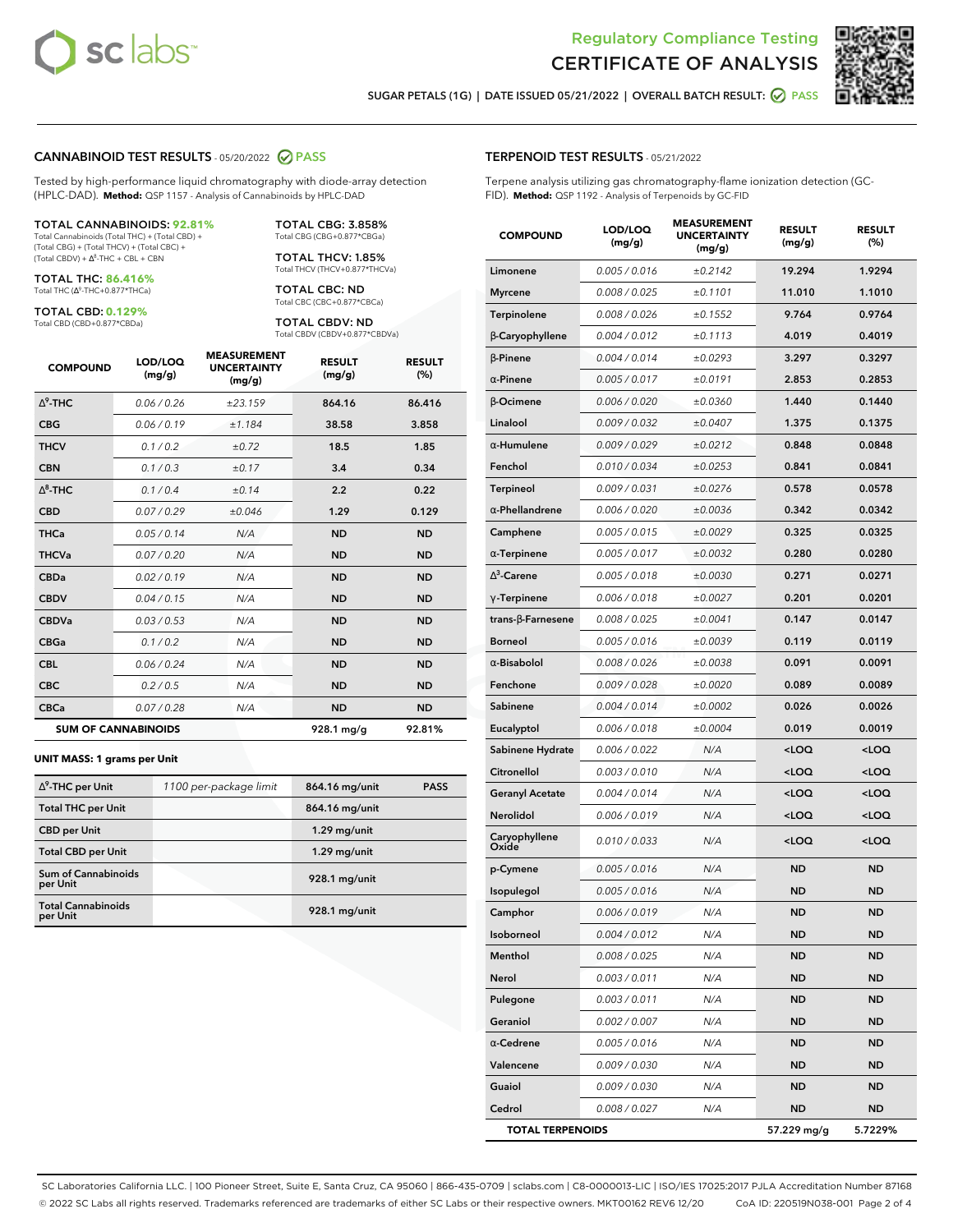# Regulatory Compliance Testing
# CERTIFICATE OF ANALYSIS

SUGAR PETALS (1G) | DATE ISSUED 05/21/2022 | OVERALL BATCH RESULT: PASS

## CANNABINOID TEST RESULTS - 05/20/2022 PASS

Tested by high-performance liquid chromatography with diode-array detection (HPLC-DAD). **Method:** QSP 1157 - Analysis of Cannabinoids by HPLC-DAD

**TOTAL CANNABINOIDS: 92.81%**
Total Cannabinoids (Total THC) + (Total CBD) + (Total CBG) + (Total THCV) + (Total CBC) + (Total CBDV) + $\Delta^8$-THC + CBL + CBN

**TOTAL THC: 86.416%**
Total THC ($\Delta^9$-THC+0.877*THCa)

**TOTAL CBD: 0.129%**
Total CBD (CBD+0.877*CBDa)

**TOTAL CBG: 3.858%**
Total CBG (CBG+0.877*CBGa)

**TOTAL THCV: 1.85%**
Total THCV (THCV+0.877*THCVa)

**TOTAL CBC: ND**
Total CBC (CBC+0.877*CBCa)

**TOTAL CBDV: ND**
Total CBDV (CBDV+0.877*CBDVa)

| COMPOUND | LOD/LOQ (mg/g) | MEASUREMENT UNCERTAINTY (mg/g) | RESULT (mg/g) | RESULT (%) |
|---|---|---|---|---|
| $\Delta^9$-THC | 0.06 / 0.26 | ±23.159 | 864.16 | 86.416 |
| CBG | 0.06 / 0.19 | ±1.184 | 38.58 | 3.858 |
| THCV | 0.1 / 0.2 | ±0.72 | 18.5 | 1.85 |
| CBN | 0.1 / 0.3 | ±0.17 | 3.4 | 0.34 |
| $\Delta^8$-THC | 0.1 / 0.4 | ±0.14 | 2.2 | 0.22 |
| CBD | 0.07 / 0.29 | ±0.046 | 1.29 | 0.129 |
| THCa | 0.05 / 0.14 | N/A | ND | ND |
| THCVa | 0.07 / 0.20 | N/A | ND | ND |
| CBDa | 0.02 / 0.19 | N/A | ND | ND |
| CBDV | 0.04 / 0.15 | N/A | ND | ND |
| CBDVa | 0.03 / 0.53 | N/A | ND | ND |
| CBGa | 0.1 / 0.2 | N/A | ND | ND |
| CBL | 0.06 / 0.24 | N/A | ND | ND |
| CBC | 0.2 / 0.5 | N/A | ND | ND |
| CBCa | 0.07 / 0.28 | N/A | ND | ND |
| **SUM OF CANNABINOIDS** | | | 928.1 mg/g | 92.81% |

**UNIT MASS: 1 grams per Unit**

| | | | |
|---|---|---|---|
| $\Delta^9$-THC per Unit | 1100 per-package limit | 864.16 mg/unit | PASS |
| Total THC per Unit | | 864.16 mg/unit | |
| CBD per Unit | | 1.29 mg/unit | |
| Total CBD per Unit | | 1.29 mg/unit | |
| Sum of Cannabinoids per Unit | | 928.1 mg/unit | |
| Total Cannabinoids per Unit | | 928.1 mg/unit | |

## TERPENOID TEST RESULTS - 05/21/2022

Terpene analysis utilizing gas chromatography-flame ionization detection (GC-FID). **Method:** QSP 1192 - Analysis of Terpenoids by GC-FID

| COMPOUND | LOD/LOQ (mg/g) | MEASUREMENT UNCERTAINTY (mg/g) | RESULT (mg/g) | RESULT (%) |
|---|---|---|---|---|
| Limonene | 0.005 / 0.016 | ±0.2142 | 19.294 | 1.9294 |
| Myrcene | 0.008 / 0.025 | ±0.1101 | 11.010 | 1.1010 |
| Terpinolene | 0.008 / 0.026 | ±0.1552 | 9.764 | 0.9764 |
| β-Caryophyllene | 0.004 / 0.012 | ±0.1113 | 4.019 | 0.4019 |
| β-Pinene | 0.004 / 0.014 | ±0.0293 | 3.297 | 0.3297 |
| α-Pinene | 0.005 / 0.017 | ±0.0191 | 2.853 | 0.2853 |
| β-Ocimene | 0.006 / 0.020 | ±0.0360 | 1.440 | 0.1440 |
| Linalool | 0.009 / 0.032 | ±0.0407 | 1.375 | 0.1375 |
| α-Humulene | 0.009 / 0.029 | ±0.0212 | 0.848 | 0.0848 |
| Fenchol | 0.010 / 0.034 | ±0.0253 | 0.841 | 0.0841 |
| Terpineol | 0.009 / 0.031 | ±0.0276 | 0.578 | 0.0578 |
| α-Phellandrene | 0.006 / 0.020 | ±0.0036 | 0.342 | 0.0342 |
| Camphene | 0.005 / 0.015 | ±0.0029 | 0.325 | 0.0325 |
| α-Terpinene | 0.005 / 0.017 | ±0.0032 | 0.280 | 0.0280 |
| $\Delta^3$-Carene | 0.005 / 0.018 | ±0.0030 | 0.271 | 0.0271 |
| γ-Terpinene | 0.006 / 0.018 | ±0.0027 | 0.201 | 0.0201 |
| trans-β-Farnesene | 0.008 / 0.025 | ±0.0041 | 0.147 | 0.0147 |
| Borneol | 0.005 / 0.016 | ±0.0039 | 0.119 | 0.0119 |
| α-Bisabolol | 0.008 / 0.026 | ±0.0038 | 0.091 | 0.0091 |
| Fenchone | 0.009 / 0.028 | ±0.0020 | 0.089 | 0.0089 |
| Sabinene | 0.004 / 0.014 | ±0.0002 | 0.026 | 0.0026 |
| Eucalyptol | 0.006 / 0.018 | ±0.0004 | 0.019 | 0.0019 |
| Sabinene Hydrate | 0.006 / 0.022 | N/A | <LOQ | <LOQ |
| Citronellol | 0.003 / 0.010 | N/A | <LOQ | <LOQ |
| Geranyl Acetate | 0.004 / 0.014 | N/A | <LOQ | <LOQ |
| Nerolidol | 0.006 / 0.019 | N/A | <LOQ | <LOQ |
| Caryophyllene Oxide | 0.010 / 0.033 | N/A | <LOQ | <LOQ |
| p-Cymene | 0.005 / 0.016 | N/A | ND | ND |
| Isopulegol | 0.005 / 0.016 | N/A | ND | ND |
| Camphor | 0.006 / 0.019 | N/A | ND | ND |
| Isoborneol | 0.004 / 0.012 | N/A | ND | ND |
| Menthol | 0.008 / 0.025 | N/A | ND | ND |
| Nerol | 0.003 / 0.011 | N/A | ND | ND |
| Pulegone | 0.003 / 0.011 | N/A | ND | ND |
| Geraniol | 0.002 / 0.007 | N/A | ND | ND |
| α-Cedrene | 0.005 / 0.016 | N/A | ND | ND |
| Valencene | 0.009 / 0.030 | N/A | ND | ND |
| Guaiol | 0.009 / 0.030 | N/A | ND | ND |
| Cedrol | 0.008 / 0.027 | N/A | ND | ND |
| **TOTAL TERPENOIDS** | | | 57.229 mg/g | 5.7229% |

SC Laboratories California LLC. | 100 Pioneer Street, Suite E, Santa Cruz, CA 95060 | 866-435-0709 | sclabs.com | C8-0000013-LIC | ISO/IES 17025:2017 PJLA Accreditation Number 87168
© 2022 SC Labs all rights reserved. Trademarks referenced are trademarks of either SC Labs or their respective owners. MKT00162 REV6 12/20 CoA ID: 220519N038-001